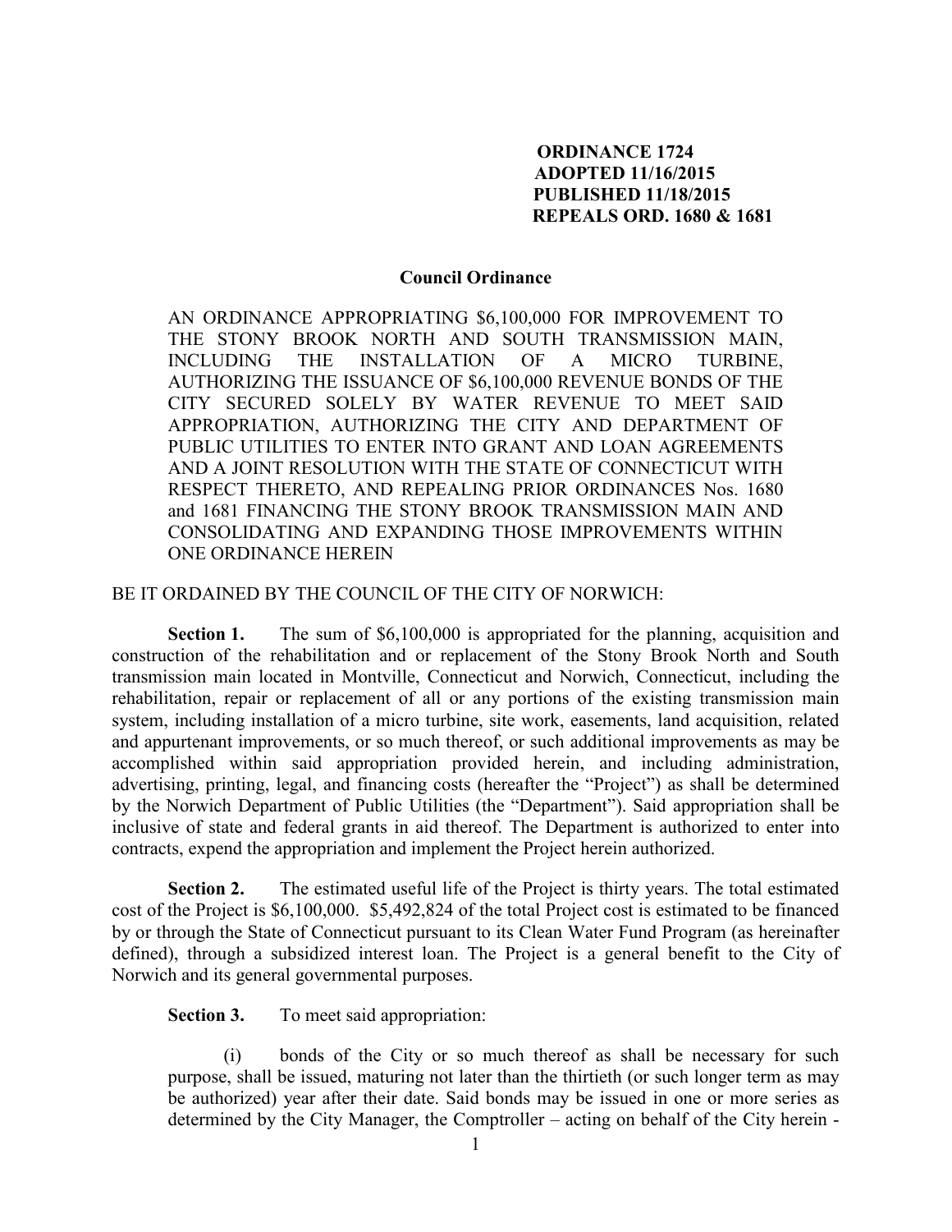**ORDINANCE 1724**
**ADOPTED 11/16/2015**
**PUBLISHED 11/18/2015**
**REPEALS ORD. 1680 & 1681**

**Council Ordinance**

AN ORDINANCE APPROPRIATING $6,100,000 FOR IMPROVEMENT TO THE STONY BROOK NORTH AND SOUTH TRANSMISSION MAIN, INCLUDING THE INSTALLATION OF A MICRO TURBINE, AUTHORIZING THE ISSUANCE OF $6,100,000 REVENUE BONDS OF THE CITY SECURED SOLELY BY WATER REVENUE TO MEET SAID APPROPRIATION, AUTHORIZING THE CITY AND DEPARTMENT OF PUBLIC UTILITIES TO ENTER INTO GRANT AND LOAN AGREEMENTS AND A JOINT RESOLUTION WITH THE STATE OF CONNECTICUT WITH RESPECT THERETO, AND REPEALING PRIOR ORDINANCES Nos. 1680 and 1681 FINANCING THE STONY BROOK TRANSMISSION MAIN AND CONSOLIDATING AND EXPANDING THOSE IMPROVEMENTS WITHIN ONE ORDINANCE HEREIN

BE IT ORDAINED BY THE COUNCIL OF THE CITY OF NORWICH:

**Section 1.** The sum of $6,100,000 is appropriated for the planning, acquisition and construction of the rehabilitation and or replacement of the Stony Brook North and South transmission main located in Montville, Connecticut and Norwich, Connecticut, including the rehabilitation, repair or replacement of all or any portions of the existing transmission main system, including installation of a micro turbine, site work, easements, land acquisition, related and appurtenant improvements, or so much thereof, or such additional improvements as may be accomplished within said appropriation provided herein, and including administration, advertising, printing, legal, and financing costs (hereafter the "Project") as shall be determined by the Norwich Department of Public Utilities (the "Department"). Said appropriation shall be inclusive of state and federal grants in aid thereof. The Department is authorized to enter into contracts, expend the appropriation and implement the Project herein authorized.

**Section 2.** The estimated useful life of the Project is thirty years. The total estimated cost of the Project is $6,100,000. $5,492,824 of the total Project cost is estimated to be financed by or through the State of Connecticut pursuant to its Clean Water Fund Program (as hereinafter defined), through a subsidized interest loan. The Project is a general benefit to the City of Norwich and its general governmental purposes.

**Section 3.** To meet said appropriation:

(i) bonds of the City or so much thereof as shall be necessary for such purpose, shall be issued, maturing not later than the thirtieth (or such longer term as may be authorized) year after their date. Said bonds may be issued in one or more series as determined by the City Manager, the Comptroller – acting on behalf of the City herein -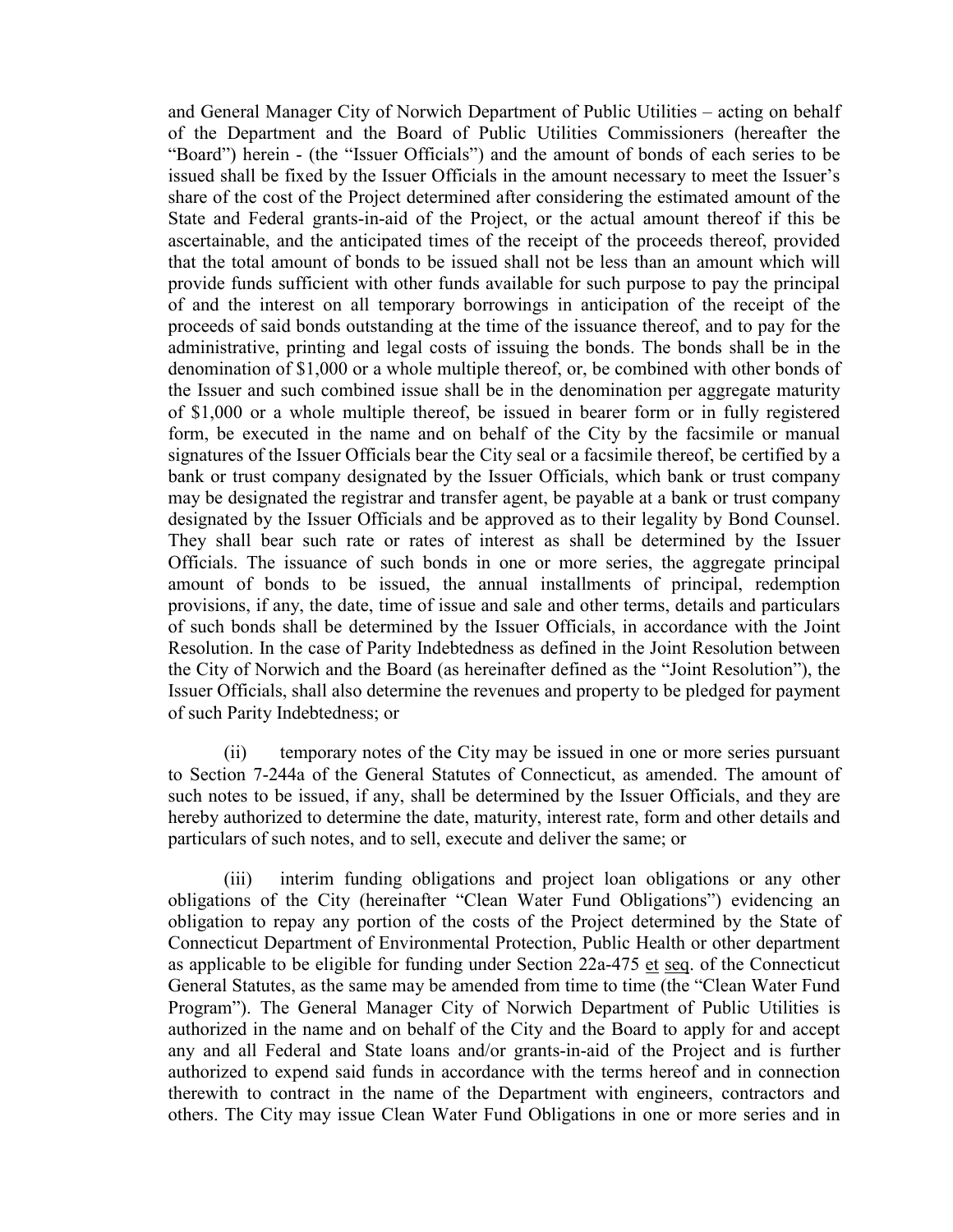and General Manager City of Norwich Department of Public Utilities – acting on behalf of the Department and the Board of Public Utilities Commissioners (hereafter the "Board") herein - (the "Issuer Officials") and the amount of bonds of each series to be issued shall be fixed by the Issuer Officials in the amount necessary to meet the Issuer's share of the cost of the Project determined after considering the estimated amount of the State and Federal grants-in-aid of the Project, or the actual amount thereof if this be ascertainable, and the anticipated times of the receipt of the proceeds thereof, provided that the total amount of bonds to be issued shall not be less than an amount which will provide funds sufficient with other funds available for such purpose to pay the principal of and the interest on all temporary borrowings in anticipation of the receipt of the proceeds of said bonds outstanding at the time of the issuance thereof, and to pay for the administrative, printing and legal costs of issuing the bonds. The bonds shall be in the denomination of $1,000 or a whole multiple thereof, or, be combined with other bonds of the Issuer and such combined issue shall be in the denomination per aggregate maturity of $1,000 or a whole multiple thereof, be issued in bearer form or in fully registered form, be executed in the name and on behalf of the City by the facsimile or manual signatures of the Issuer Officials bear the City seal or a facsimile thereof, be certified by a bank or trust company designated by the Issuer Officials, which bank or trust company may be designated the registrar and transfer agent, be payable at a bank or trust company designated by the Issuer Officials and be approved as to their legality by Bond Counsel. They shall bear such rate or rates of interest as shall be determined by the Issuer Officials. The issuance of such bonds in one or more series, the aggregate principal amount of bonds to be issued, the annual installments of principal, redemption provisions, if any, the date, time of issue and sale and other terms, details and particulars of such bonds shall be determined by the Issuer Officials, in accordance with the Joint Resolution. In the case of Parity Indebtedness as defined in the Joint Resolution between the City of Norwich and the Board (as hereinafter defined as the "Joint Resolution"), the Issuer Officials, shall also determine the revenues and property to be pledged for payment of such Parity Indebtedness; or

(ii) temporary notes of the City may be issued in one or more series pursuant to Section 7-244a of the General Statutes of Connecticut, as amended. The amount of such notes to be issued, if any, shall be determined by the Issuer Officials, and they are hereby authorized to determine the date, maturity, interest rate, form and other details and particulars of such notes, and to sell, execute and deliver the same; or

(iii) interim funding obligations and project loan obligations or any other obligations of the City (hereinafter "Clean Water Fund Obligations") evidencing an obligation to repay any portion of the costs of the Project determined by the State of Connecticut Department of Environmental Protection, Public Health or other department as applicable to be eligible for funding under Section 22a-475 et seq. of the Connecticut General Statutes, as the same may be amended from time to time (the "Clean Water Fund Program"). The General Manager City of Norwich Department of Public Utilities is authorized in the name and on behalf of the City and the Board to apply for and accept any and all Federal and State loans and/or grants-in-aid of the Project and is further authorized to expend said funds in accordance with the terms hereof and in connection therewith to contract in the name of the Department with engineers, contractors and others. The City may issue Clean Water Fund Obligations in one or more series and in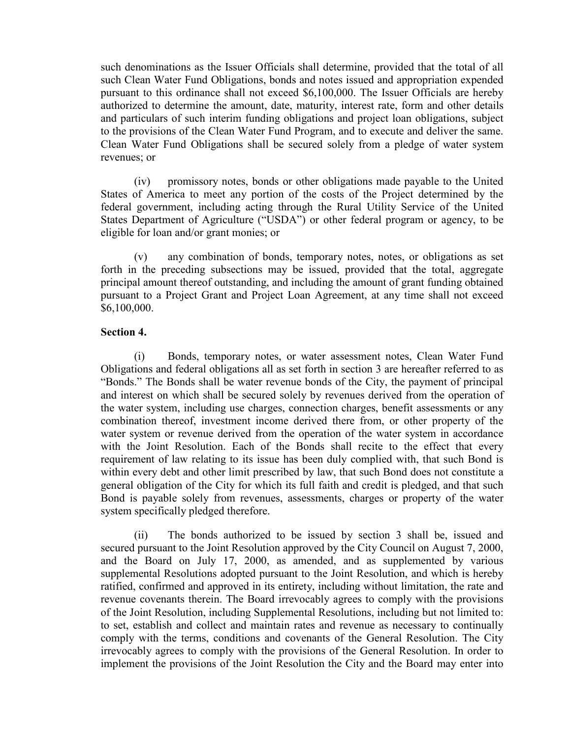such denominations as the Issuer Officials shall determine, provided that the total of all such Clean Water Fund Obligations, bonds and notes issued and appropriation expended pursuant to this ordinance shall not exceed $6,100,000. The Issuer Officials are hereby authorized to determine the amount, date, maturity, interest rate, form and other details and particulars of such interim funding obligations and project loan obligations, subject to the provisions of the Clean Water Fund Program, and to execute and deliver the same. Clean Water Fund Obligations shall be secured solely from a pledge of water system revenues; or

(iv) promissory notes, bonds or other obligations made payable to the United States of America to meet any portion of the costs of the Project determined by the federal government, including acting through the Rural Utility Service of the United States Department of Agriculture ("USDA") or other federal program or agency, to be eligible for loan and/or grant monies; or

(v) any combination of bonds, temporary notes, notes, or obligations as set forth in the preceding subsections may be issued, provided that the total, aggregate principal amount thereof outstanding, and including the amount of grant funding obtained pursuant to a Project Grant and Project Loan Agreement, at any time shall not exceed $6,100,000.

**Section 4.**

(i) Bonds, temporary notes, or water assessment notes, Clean Water Fund Obligations and federal obligations all as set forth in section 3 are hereafter referred to as "Bonds." The Bonds shall be water revenue bonds of the City, the payment of principal and interest on which shall be secured solely by revenues derived from the operation of the water system, including use charges, connection charges, benefit assessments or any combination thereof, investment income derived there from, or other property of the water system or revenue derived from the operation of the water system in accordance with the Joint Resolution. Each of the Bonds shall recite to the effect that every requirement of law relating to its issue has been duly complied with, that such Bond is within every debt and other limit prescribed by law, that such Bond does not constitute a general obligation of the City for which its full faith and credit is pledged, and that such Bond is payable solely from revenues, assessments, charges or property of the water system specifically pledged therefore.

(ii) The bonds authorized to be issued by section 3 shall be, issued and secured pursuant to the Joint Resolution approved by the City Council on August 7, 2000, and the Board on July 17, 2000, as amended, and as supplemented by various supplemental Resolutions adopted pursuant to the Joint Resolution, and which is hereby ratified, confirmed and approved in its entirety, including without limitation, the rate and revenue covenants therein. The Board irrevocably agrees to comply with the provisions of the Joint Resolution, including Supplemental Resolutions, including but not limited to: to set, establish and collect and maintain rates and revenue as necessary to continually comply with the terms, conditions and covenants of the General Resolution. The City irrevocably agrees to comply with the provisions of the General Resolution. In order to implement the provisions of the Joint Resolution the City and the Board may enter into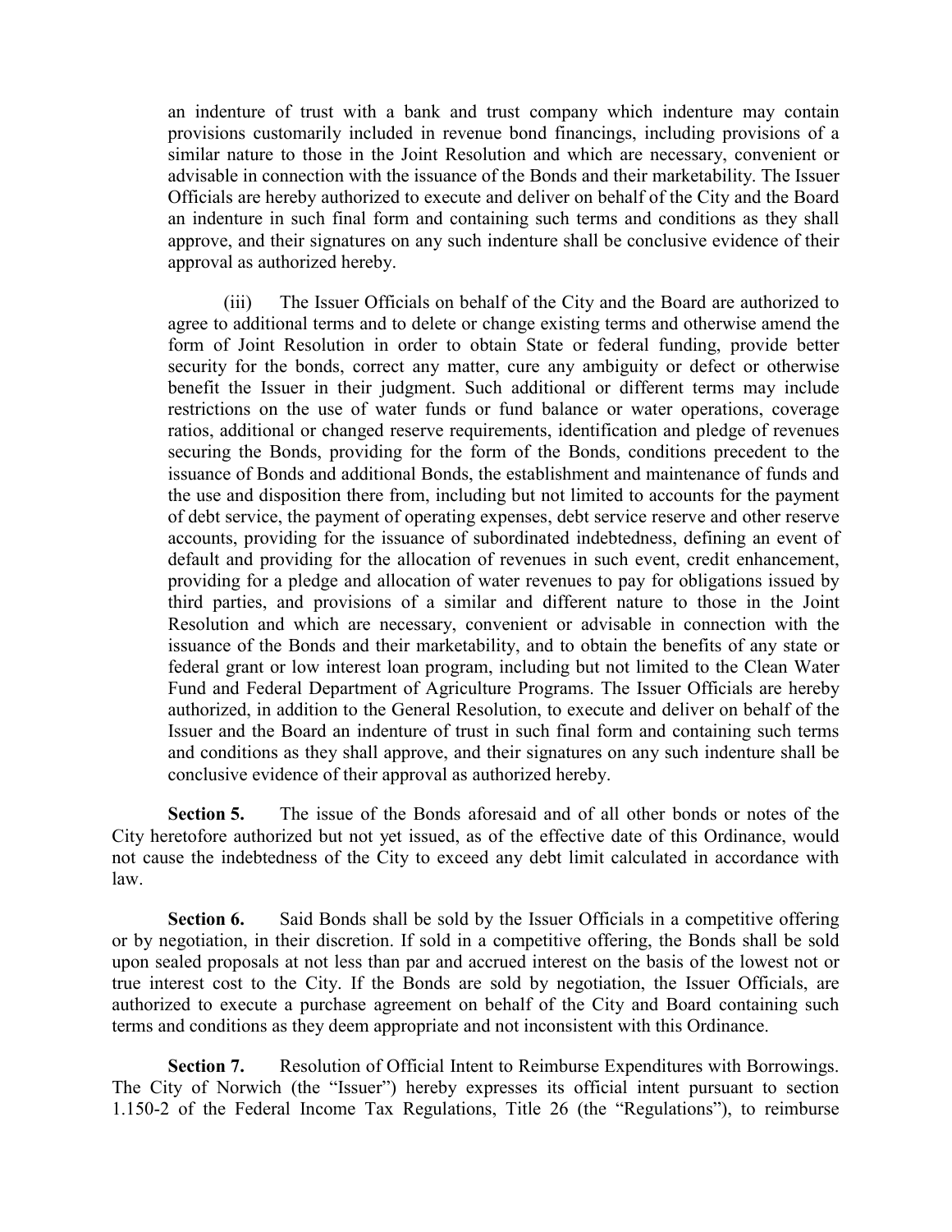an indenture of trust with a bank and trust company which indenture may contain provisions customarily included in revenue bond financings, including provisions of a similar nature to those in the Joint Resolution and which are necessary, convenient or advisable in connection with the issuance of the Bonds and their marketability. The Issuer Officials are hereby authorized to execute and deliver on behalf of the City and the Board an indenture in such final form and containing such terms and conditions as they shall approve, and their signatures on any such indenture shall be conclusive evidence of their approval as authorized hereby.

(iii) The Issuer Officials on behalf of the City and the Board are authorized to agree to additional terms and to delete or change existing terms and otherwise amend the form of Joint Resolution in order to obtain State or federal funding, provide better security for the bonds, correct any matter, cure any ambiguity or defect or otherwise benefit the Issuer in their judgment. Such additional or different terms may include restrictions on the use of water funds or fund balance or water operations, coverage ratios, additional or changed reserve requirements, identification and pledge of revenues securing the Bonds, providing for the form of the Bonds, conditions precedent to the issuance of Bonds and additional Bonds, the establishment and maintenance of funds and the use and disposition there from, including but not limited to accounts for the payment of debt service, the payment of operating expenses, debt service reserve and other reserve accounts, providing for the issuance of subordinated indebtedness, defining an event of default and providing for the allocation of revenues in such event, credit enhancement, providing for a pledge and allocation of water revenues to pay for obligations issued by third parties, and provisions of a similar and different nature to those in the Joint Resolution and which are necessary, convenient or advisable in connection with the issuance of the Bonds and their marketability, and to obtain the benefits of any state or federal grant or low interest loan program, including but not limited to the Clean Water Fund and Federal Department of Agriculture Programs. The Issuer Officials are hereby authorized, in addition to the General Resolution, to execute and deliver on behalf of the Issuer and the Board an indenture of trust in such final form and containing such terms and conditions as they shall approve, and their signatures on any such indenture shall be conclusive evidence of their approval as authorized hereby.

**Section 5.** The issue of the Bonds aforesaid and of all other bonds or notes of the City heretofore authorized but not yet issued, as of the effective date of this Ordinance, would not cause the indebtedness of the City to exceed any debt limit calculated in accordance with law.

**Section 6.** Said Bonds shall be sold by the Issuer Officials in a competitive offering or by negotiation, in their discretion. If sold in a competitive offering, the Bonds shall be sold upon sealed proposals at not less than par and accrued interest on the basis of the lowest not or true interest cost to the City. If the Bonds are sold by negotiation, the Issuer Officials, are authorized to execute a purchase agreement on behalf of the City and Board containing such terms and conditions as they deem appropriate and not inconsistent with this Ordinance.

**Section 7.** Resolution of Official Intent to Reimburse Expenditures with Borrowings. The City of Norwich (the "Issuer") hereby expresses its official intent pursuant to section 1.150-2 of the Federal Income Tax Regulations, Title 26 (the "Regulations"), to reimburse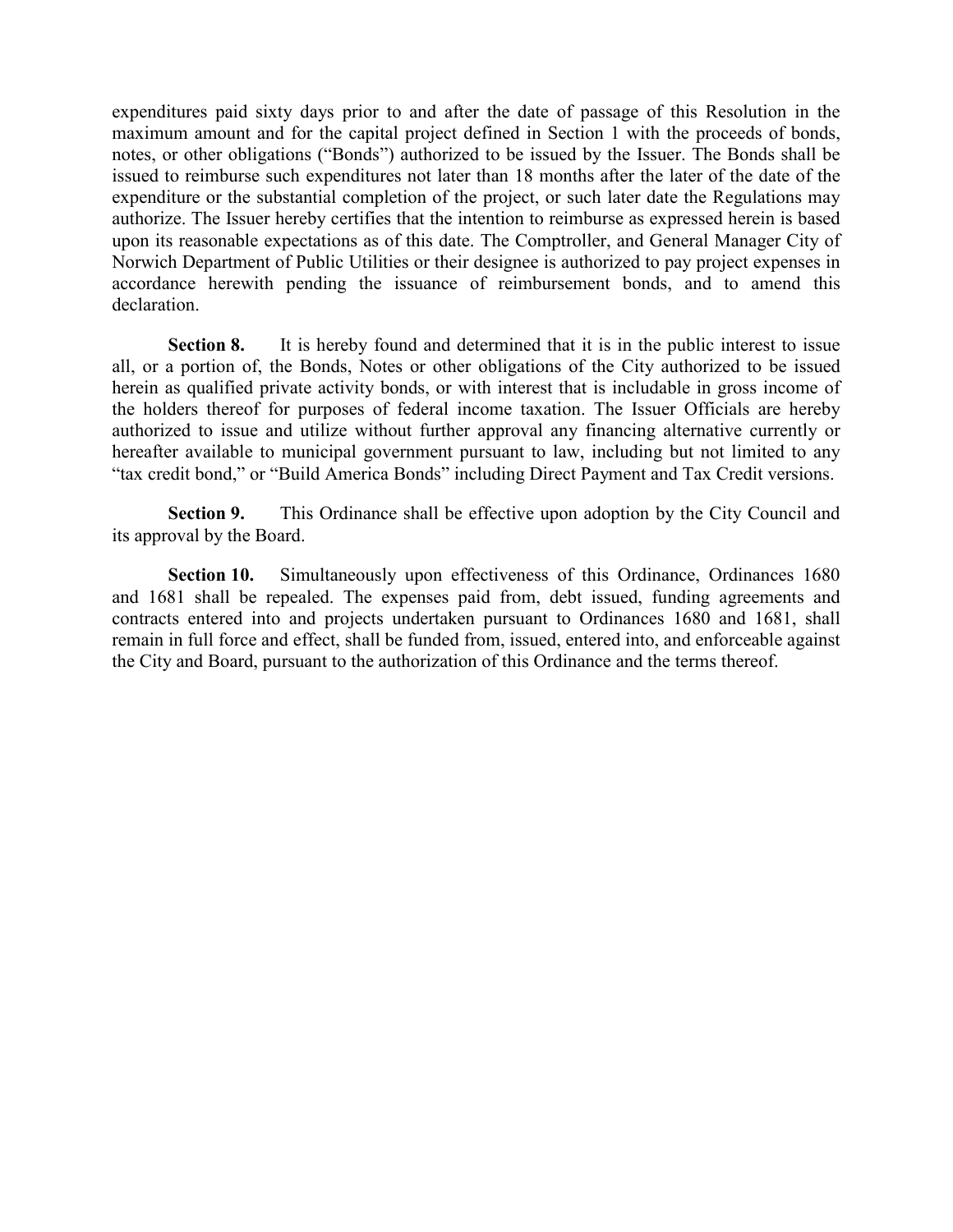expenditures paid sixty days prior to and after the date of passage of this Resolution in the maximum amount and for the capital project defined in Section 1 with the proceeds of bonds, notes, or other obligations ("Bonds") authorized to be issued by the Issuer. The Bonds shall be issued to reimburse such expenditures not later than 18 months after the later of the date of the expenditure or the substantial completion of the project, or such later date the Regulations may authorize. The Issuer hereby certifies that the intention to reimburse as expressed herein is based upon its reasonable expectations as of this date. The Comptroller, and General Manager City of Norwich Department of Public Utilities or their designee is authorized to pay project expenses in accordance herewith pending the issuance of reimbursement bonds, and to amend this declaration.

**Section 8.** It is hereby found and determined that it is in the public interest to issue all, or a portion of, the Bonds, Notes or other obligations of the City authorized to be issued herein as qualified private activity bonds, or with interest that is includable in gross income of the holders thereof for purposes of federal income taxation. The Issuer Officials are hereby authorized to issue and utilize without further approval any financing alternative currently or hereafter available to municipal government pursuant to law, including but not limited to any "tax credit bond," or "Build America Bonds" including Direct Payment and Tax Credit versions.

**Section 9.** This Ordinance shall be effective upon adoption by the City Council and its approval by the Board.

**Section 10.** Simultaneously upon effectiveness of this Ordinance, Ordinances 1680 and 1681 shall be repealed. The expenses paid from, debt issued, funding agreements and contracts entered into and projects undertaken pursuant to Ordinances 1680 and 1681, shall remain in full force and effect, shall be funded from, issued, entered into, and enforceable against the City and Board, pursuant to the authorization of this Ordinance and the terms thereof.